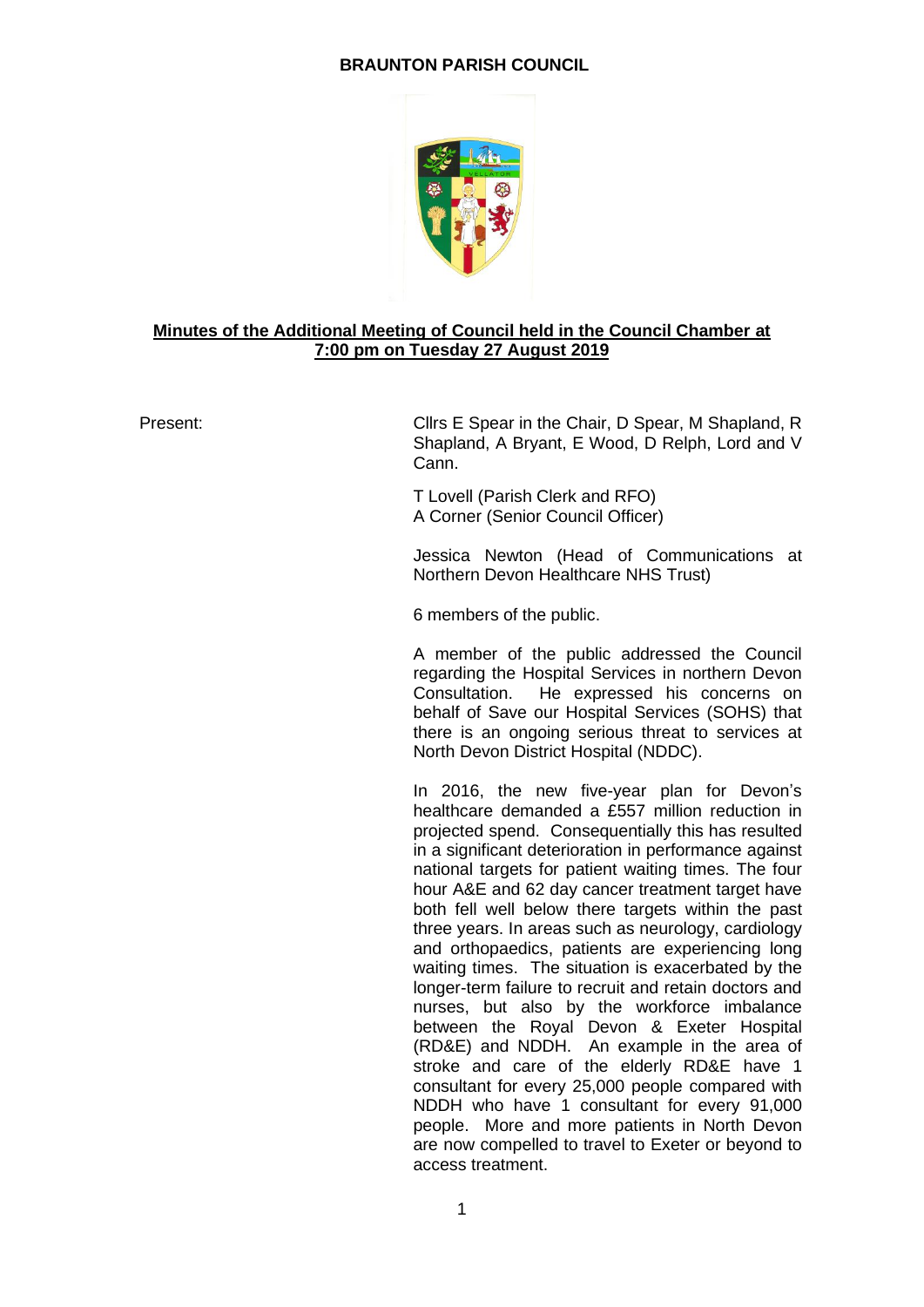# BRAUNTON PARISH COUNCIL

**Minutes of the Additional Meeting of Council held in the Council Chamber at 7:00 pm on Tuesday 27 August 2019**

Present: Cllrs E Spear in the Chair, D Spear, M Shapland, R Shapland, A Bryant, E Wood, D Relph, Lord and V Cann.

T Lovell (Parish Clerk and RFO)
A Corner (Senior Council Officer)

Jessica Newton (Head of Communications at Northern Devon Healthcare NHS Trust)

6 members of the public.

A member of the public addressed the Council regarding the Hospital Services in northern Devon Consultation. He expressed his concerns on behalf of Save our Hospital Services (SOHS) that there is an ongoing serious threat to services at North Devon District Hospital (NDDC).

In 2016, the new five-year plan for Devon's healthcare demanded a £557 million reduction in projected spend. Consequentially this has resulted in a significant deterioration in performance against national targets for patient waiting times. The four hour A&E and 62 day cancer treatment target have both fell well below there targets within the past three years. In areas such as neurology, cardiology and orthopaedics, patients are experiencing long waiting times. The situation is exacerbated by the longer-term failure to recruit and retain doctors and nurses, but also by the workforce imbalance between the Royal Devon & Exeter Hospital (RD&E) and NDDH. An example in the area of stroke and care of the elderly RD&E have 1 consultant for every 25,000 people compared with NDDH who have 1 consultant for every 91,000 people. More and more patients in North Devon are now compelled to travel to Exeter or beyond to access treatment.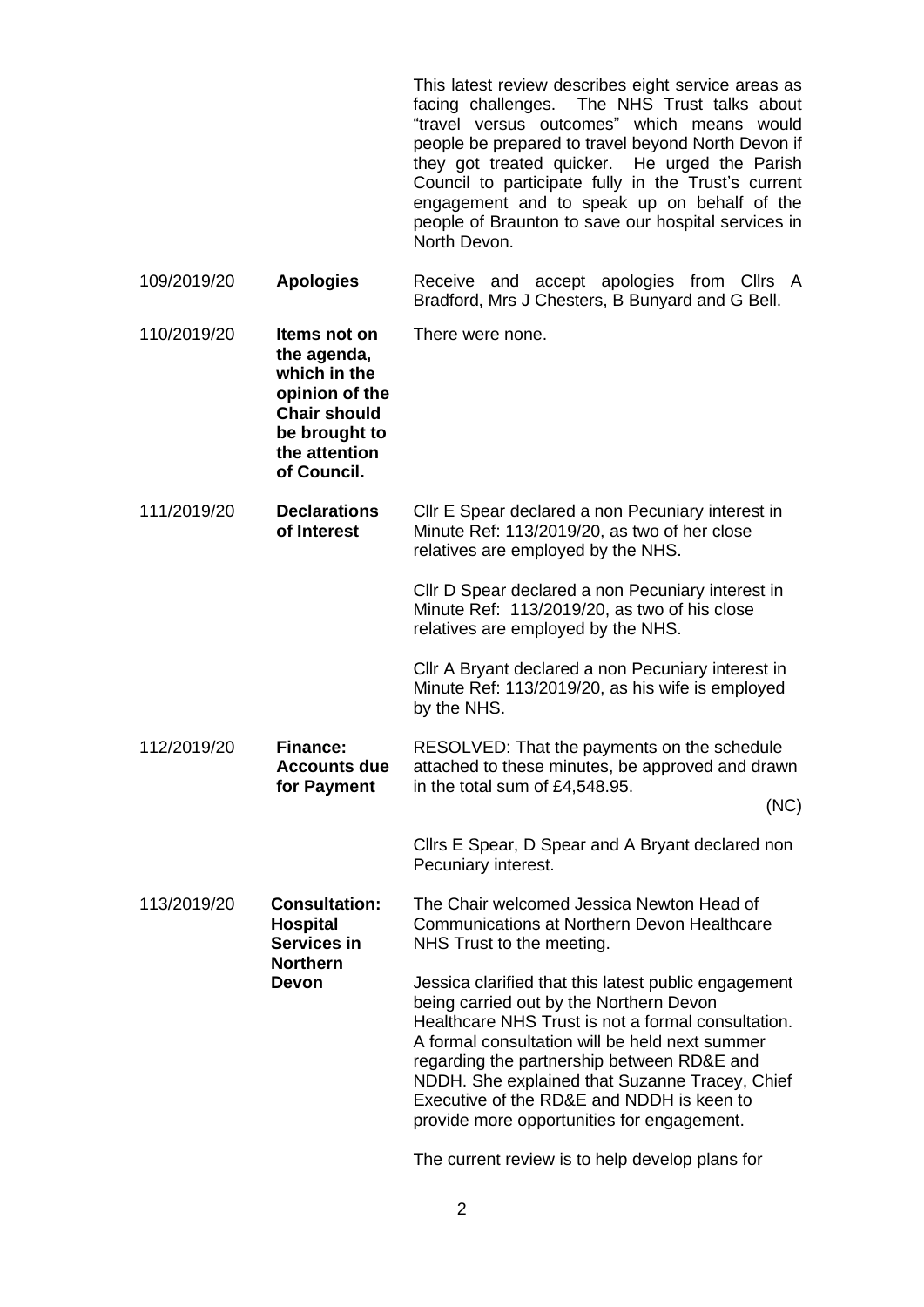This latest review describes eight service areas as facing challenges. The NHS Trust talks about "travel versus outcomes" which means would people be prepared to travel beyond North Devon if they got treated quicker. He urged the Parish Council to participate fully in the Trust's current engagement and to speak up on behalf of the people of Braunton to save our hospital services in North Devon.

| | | |
|---|---|---|
| 109/2019/20 | **Apologies** | Receive and accept apologies from Cllrs A Bradford, Mrs J Chesters, B Bunyard and G Bell. |
| 110/2019/20 | **Items not on the agenda, which in the opinion of the Chair should be brought to the attention of Council.** | There were none. |
| 111/2019/20 | **Declarations of Interest** | Cllr E Spear declared a non Pecuniary interest in Minute Ref: 113/2019/20, as two of her close relatives are employed by the NHS.<br><br>Cllr D Spear declared a non Pecuniary interest in Minute Ref: 113/2019/20, as two of his close relatives are employed by the NHS.<br><br>Cllr A Bryant declared a non Pecuniary interest in Minute Ref: 113/2019/20, as his wife is employed by the NHS. |
| 112/2019/20 | **Finance: Accounts due for Payment** | RESOLVED: That the payments on the schedule attached to these minutes, be approved and drawn in the total sum of £4,548.95. (NC)<br><br>Cllrs E Spear, D Spear and A Bryant declared non Pecuniary interest. |
| 113/2019/20 | **Consultation: Hospital Services in Northern Devon** | The Chair welcomed Jessica Newton Head of Communications at Northern Devon Healthcare NHS Trust to the meeting.<br><br>Jessica clarified that this latest public engagement being carried out by the Northern Devon Healthcare NHS Trust is not a formal consultation. A formal consultation will be held next summer regarding the partnership between RD&E and NDDH. She explained that Suzanne Tracey, Chief Executive of the RD&E and NDDH is keen to provide more opportunities for engagement.<br><br>The current review is to help develop plans for |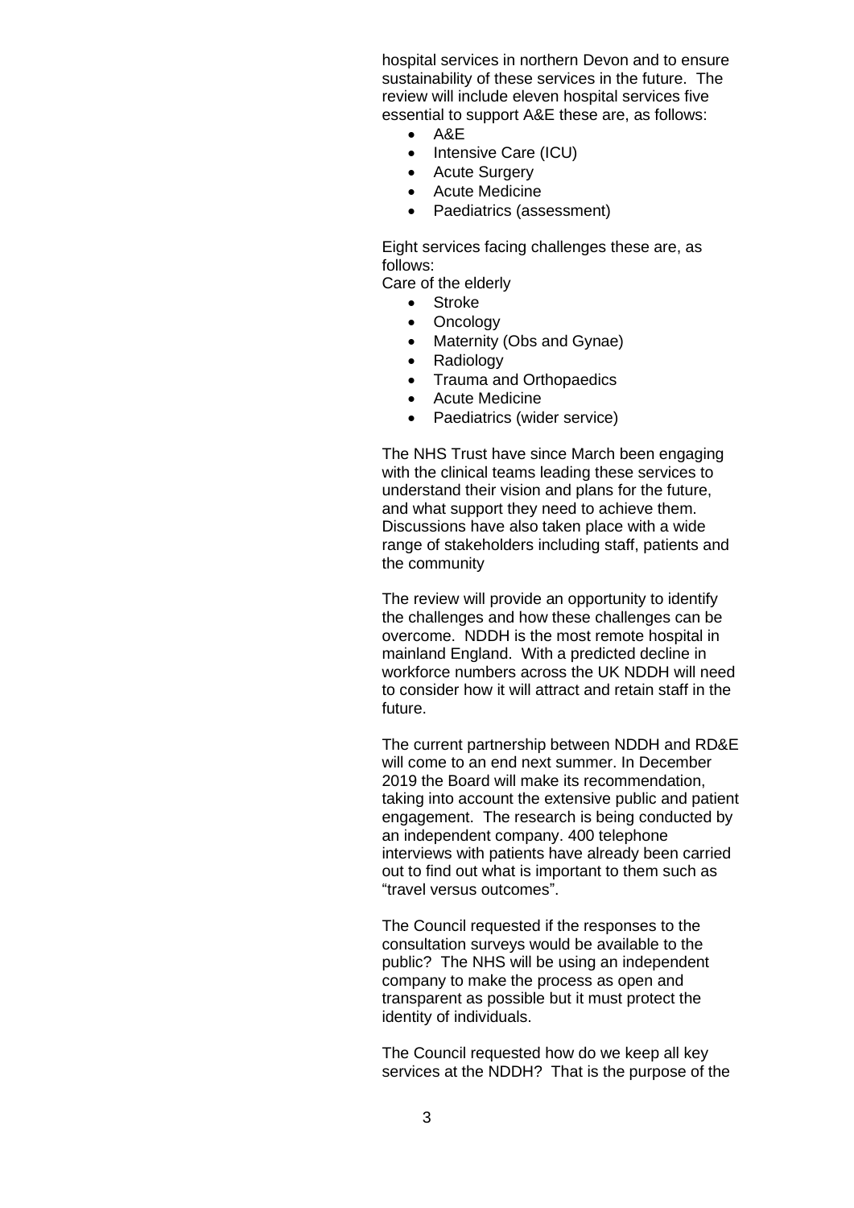hospital services in northern Devon and to ensure sustainability of these services in the future. The review will include eleven hospital services five essential to support A&E these are, as follows:

- A&E
- Intensive Care (ICU)
- Acute Surgery
- Acute Medicine
- Paediatrics (assessment)

Eight services facing challenges these are, as follows:

Care of the elderly

- Stroke
- Oncology
- Maternity (Obs and Gynae)
- Radiology
- Trauma and Orthopaedics
- Acute Medicine
- Paediatrics (wider service)

The NHS Trust have since March been engaging with the clinical teams leading these services to understand their vision and plans for the future, and what support they need to achieve them. Discussions have also taken place with a wide range of stakeholders including staff, patients and the community

The review will provide an opportunity to identify the challenges and how these challenges can be overcome. NDDH is the most remote hospital in mainland England. With a predicted decline in workforce numbers across the UK NDDH will need to consider how it will attract and retain staff in the future.

The current partnership between NDDH and RD&E will come to an end next summer. In December 2019 the Board will make its recommendation, taking into account the extensive public and patient engagement. The research is being conducted by an independent company. 400 telephone interviews with patients have already been carried out to find out what is important to them such as "travel versus outcomes".

The Council requested if the responses to the consultation surveys would be available to the public? The NHS will be using an independent company to make the process as open and transparent as possible but it must protect the identity of individuals.

The Council requested how do we keep all key services at the NDDH? That is the purpose of the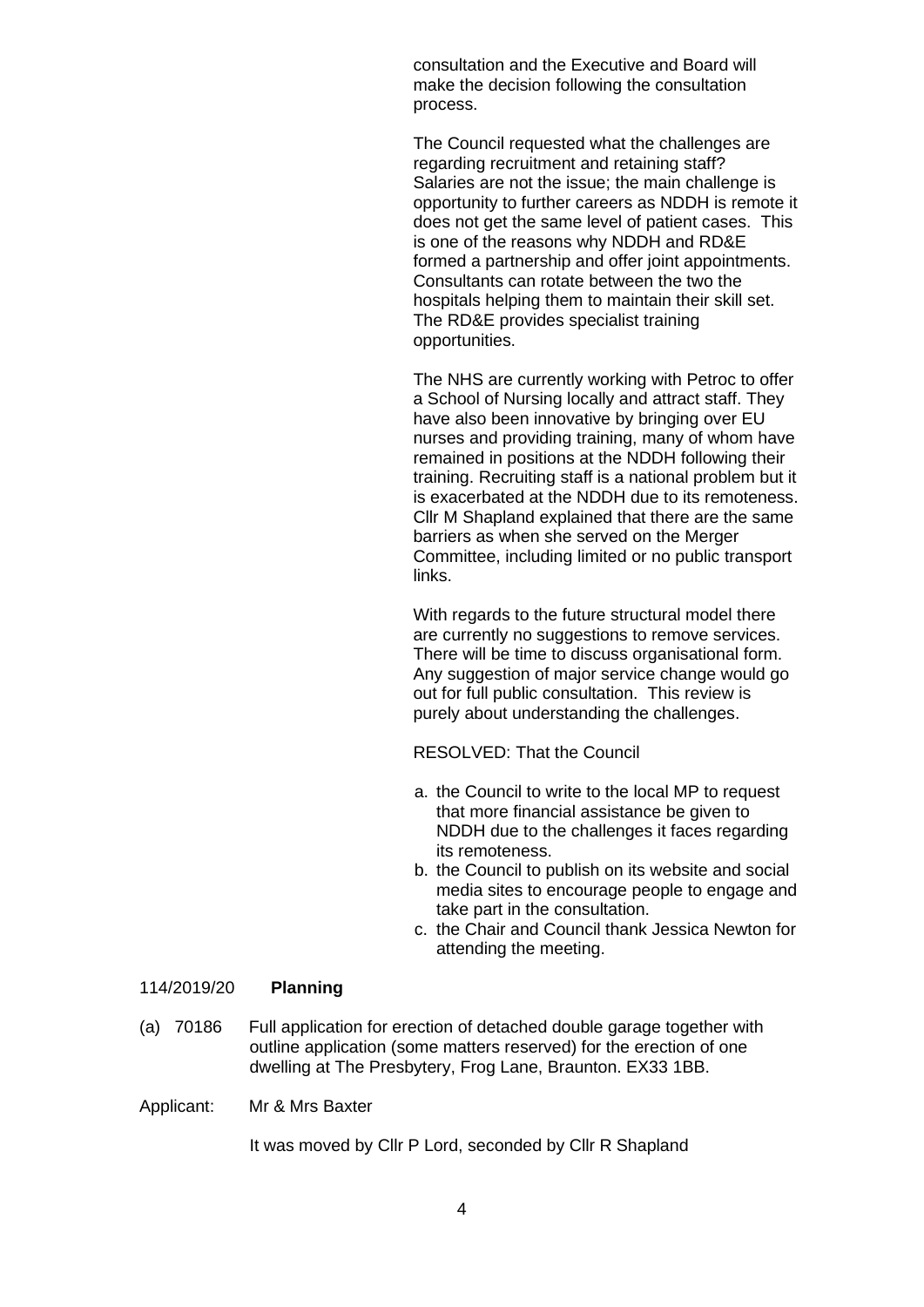consultation and the Executive and Board will make the decision following the consultation process.

The Council requested what the challenges are regarding recruitment and retaining staff? Salaries are not the issue; the main challenge is opportunity to further careers as NDDH is remote it does not get the same level of patient cases. This is one of the reasons why NDDH and RD&E formed a partnership and offer joint appointments. Consultants can rotate between the two the hospitals helping them to maintain their skill set. The RD&E provides specialist training opportunities.

The NHS are currently working with Petroc to offer a School of Nursing locally and attract staff. They have also been innovative by bringing over EU nurses and providing training, many of whom have remained in positions at the NDDH following their training. Recruiting staff is a national problem but it is exacerbated at the NDDH due to its remoteness. Cllr M Shapland explained that there are the same barriers as when she served on the Merger Committee, including limited or no public transport links.

With regards to the future structural model there are currently no suggestions to remove services. There will be time to discuss organisational form. Any suggestion of major service change would go out for full public consultation. This review is purely about understanding the challenges.

RESOLVED: That the Council

a. the Council to write to the local MP to request that more financial assistance be given to NDDH due to the challenges it faces regarding its remoteness.
b. the Council to publish on its website and social media sites to encourage people to engage and take part in the consultation.
c. the Chair and Council thank Jessica Newton for attending the meeting.

114/2019/20 **Planning**

(a) 70186 Full application for erection of detached double garage together with outline application (some matters reserved) for the erection of one dwelling at The Presbytery, Frog Lane, Braunton. EX33 1BB.

Applicant: Mr & Mrs Baxter

It was moved by Cllr P Lord, seconded by Cllr R Shapland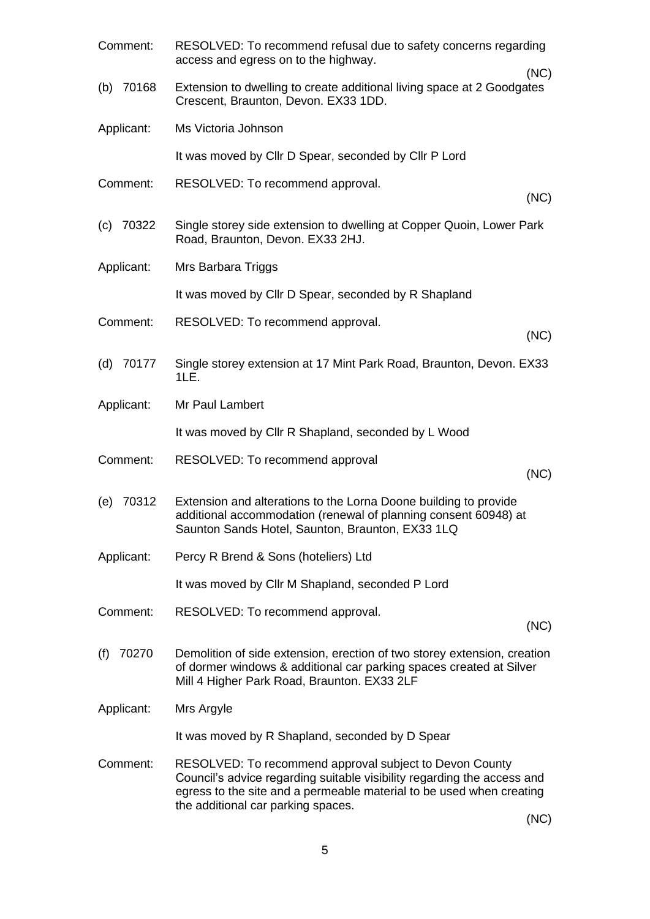Comment: RESOLVED: To recommend refusal due to safety concerns regarding access and egress on to the highway.

(NC)

(b) 70168 Extension to dwelling to create additional living space at 2 Goodgates Crescent, Braunton, Devon. EX33 1DD.

Applicant: Ms Victoria Johnson

It was moved by Cllr D Spear, seconded by Cllr P Lord

Comment: RESOLVED: To recommend approval.

(NC)

(c) 70322 Single storey side extension to dwelling at Copper Quoin, Lower Park Road, Braunton, Devon. EX33 2HJ.

Applicant: Mrs Barbara Triggs

It was moved by Cllr D Spear, seconded by R Shapland

Comment: RESOLVED: To recommend approval.

(NC)

(d) 70177 Single storey extension at 17 Mint Park Road, Braunton, Devon. EX33 1LE.

Applicant: Mr Paul Lambert

It was moved by Cllr R Shapland, seconded by L Wood

Comment: RESOLVED: To recommend approval

(NC)

(e) 70312 Extension and alterations to the Lorna Doone building to provide additional accommodation (renewal of planning consent 60948) at Saunton Sands Hotel, Saunton, Braunton, EX33 1LQ

Applicant: Percy R Brend & Sons (hoteliers) Ltd

It was moved by Cllr M Shapland, seconded P Lord

Comment: RESOLVED: To recommend approval.

(NC)

(f) 70270 Demolition of side extension, erection of two storey extension, creation of dormer windows & additional car parking spaces created at Silver Mill 4 Higher Park Road, Braunton. EX33 2LF

Applicant: Mrs Argyle

It was moved by R Shapland, seconded by D Spear

Comment: RESOLVED: To recommend approval subject to Devon County Council's advice regarding suitable visibility regarding the access and egress to the site and a permeable material to be used when creating the additional car parking spaces.

(NC)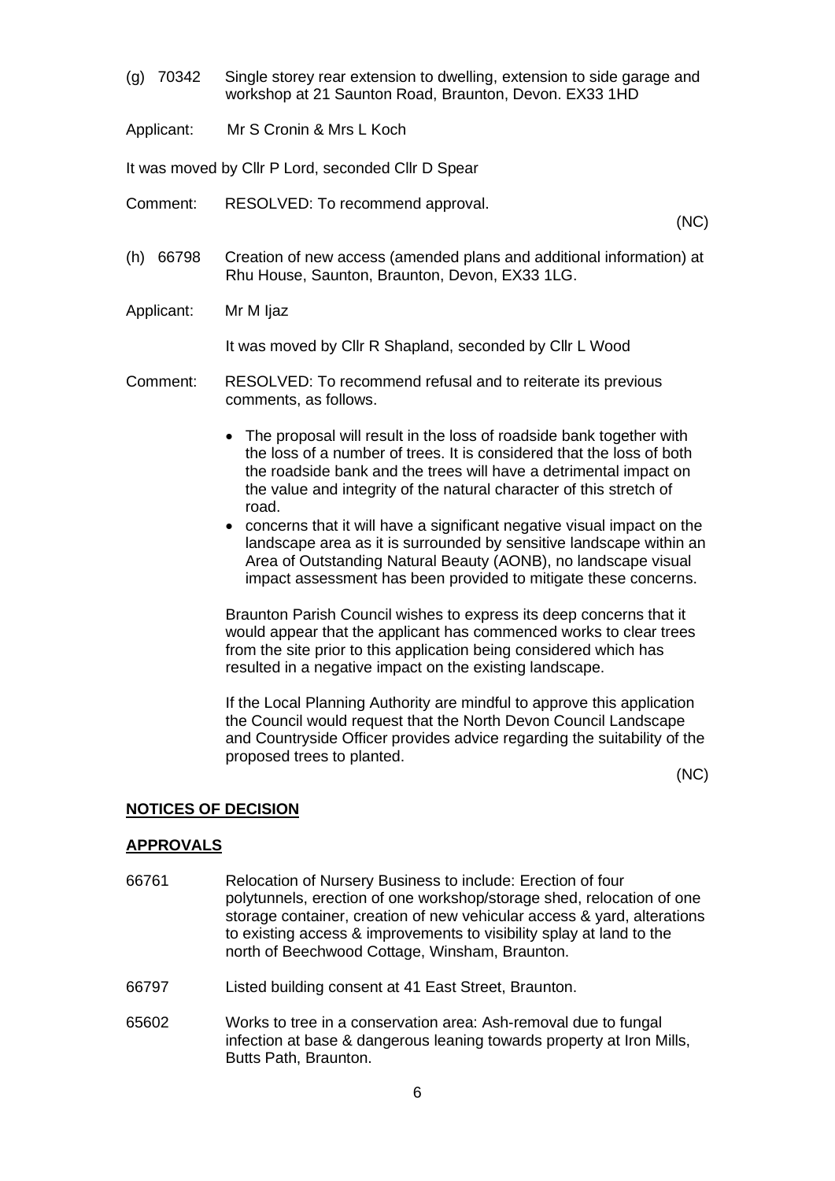(g) 70342 Single storey rear extension to dwelling, extension to side garage and workshop at 21 Saunton Road, Braunton, Devon. EX33 1HD

Applicant: Mr S Cronin & Mrs L Koch

It was moved by Cllr P Lord, seconded Cllr D Spear

Comment: RESOLVED: To recommend approval.

(NC)

(h) 66798 Creation of new access (amended plans and additional information) at Rhu House, Saunton, Braunton, Devon, EX33 1LG.

Applicant: Mr M Ijaz

It was moved by Cllr R Shapland, seconded by Cllr L Wood

Comment: RESOLVED: To recommend refusal and to reiterate its previous comments, as follows.

- The proposal will result in the loss of roadside bank together with the loss of a number of trees. It is considered that the loss of both the roadside bank and the trees will have a detrimental impact on the value and integrity of the natural character of this stretch of road.
- concerns that it will have a significant negative visual impact on the landscape area as it is surrounded by sensitive landscape within an Area of Outstanding Natural Beauty (AONB), no landscape visual impact assessment has been provided to mitigate these concerns.

Braunton Parish Council wishes to express its deep concerns that it would appear that the applicant has commenced works to clear trees from the site prior to this application being considered which has resulted in a negative impact on the existing landscape.

If the Local Planning Authority are mindful to approve this application the Council would request that the North Devon Council Landscape and Countryside Officer provides advice regarding the suitability of the proposed trees to planted.

(NC)

**NOTICES OF DECISION**

**APPROVALS**

66761 Relocation of Nursery Business to include: Erection of four polytunnels, erection of one workshop/storage shed, relocation of one storage container, creation of new vehicular access & yard, alterations to existing access & improvements to visibility splay at land to the north of Beechwood Cottage, Winsham, Braunton.

66797 Listed building consent at 41 East Street, Braunton.

65602 Works to tree in a conservation area: Ash-removal due to fungal infection at base & dangerous leaning towards property at Iron Mills, Butts Path, Braunton.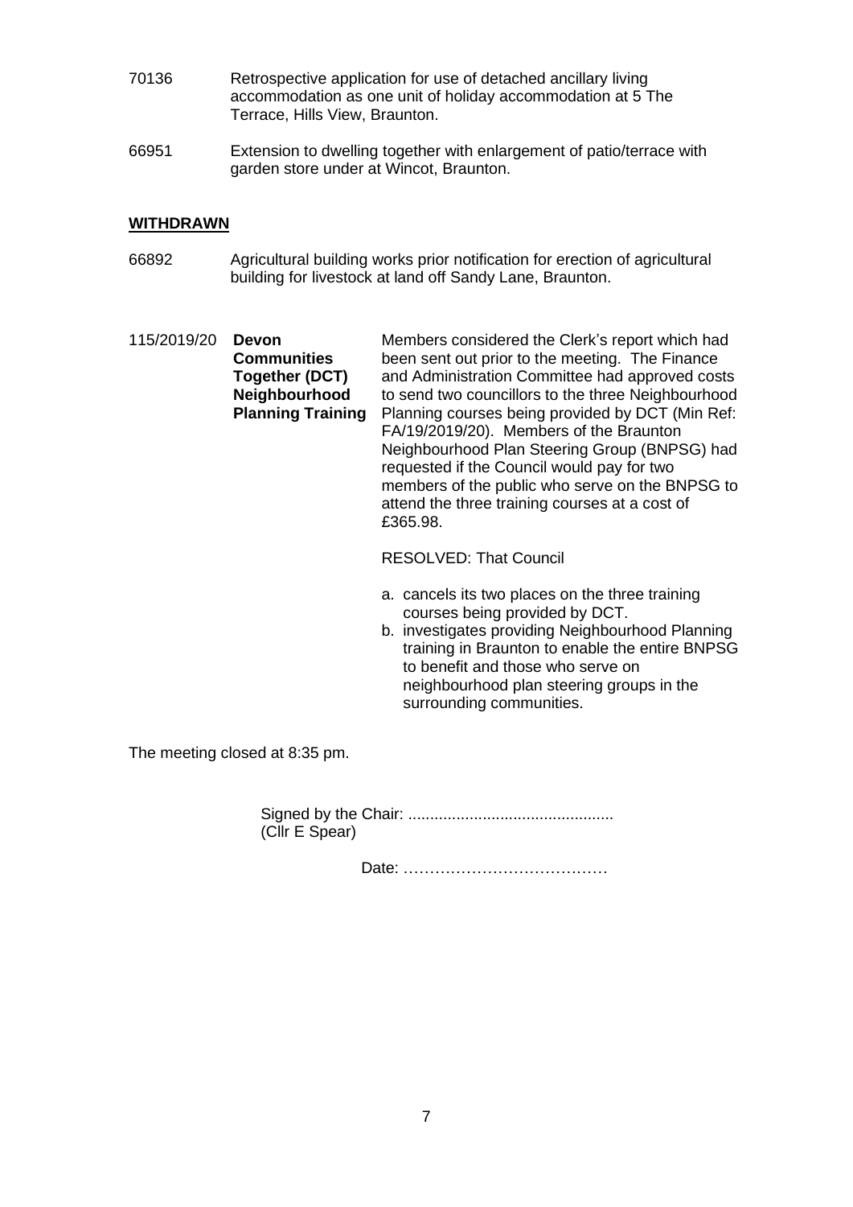70136 Retrospective application for use of detached ancillary living accommodation as one unit of holiday accommodation at 5 The Terrace, Hills View, Braunton.

66951 Extension to dwelling together with enlargement of patio/terrace with garden store under at Wincot, Braunton.

**WITHDRAWN**

66892 Agricultural building works prior notification for erection of agricultural building for livestock at land off Sandy Lane, Braunton.

115/2019/20 **Devon Communities Together (DCT) Neighbourhood Planning Training**

Members considered the Clerk's report which had been sent out prior to the meeting. The Finance and Administration Committee had approved costs to send two councillors to the three Neighbourhood Planning courses being provided by DCT (Min Ref: FA/19/2019/20). Members of the Braunton Neighbourhood Plan Steering Group (BNPSG) had requested if the Council would pay for two members of the public who serve on the BNPSG to attend the three training courses at a cost of £365.98.

RESOLVED: That Council

a. cancels its two places on the three training courses being provided by DCT.
b. investigates providing Neighbourhood Planning training in Braunton to enable the entire BNPSG to benefit and those who serve on neighbourhood plan steering groups in the surrounding communities.

The meeting closed at 8:35 pm.

Signed by the Chair: ..............................................
(Cllr E Spear)

Date: …………………………………